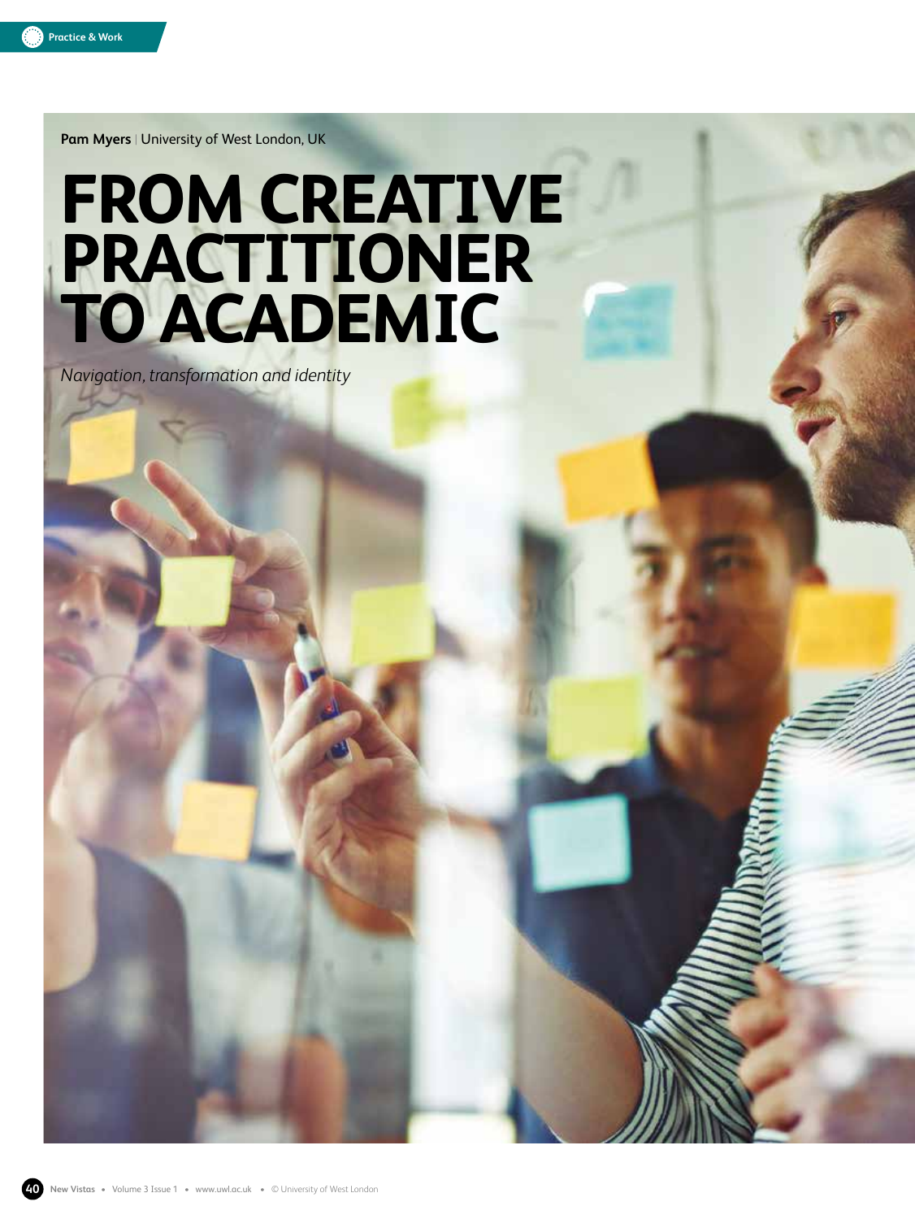**Pam Myers** | University of West London, UK

# FROM CREATIVE PRACTITIONER TO ACADEMIC

*Navigation, transformation and identity*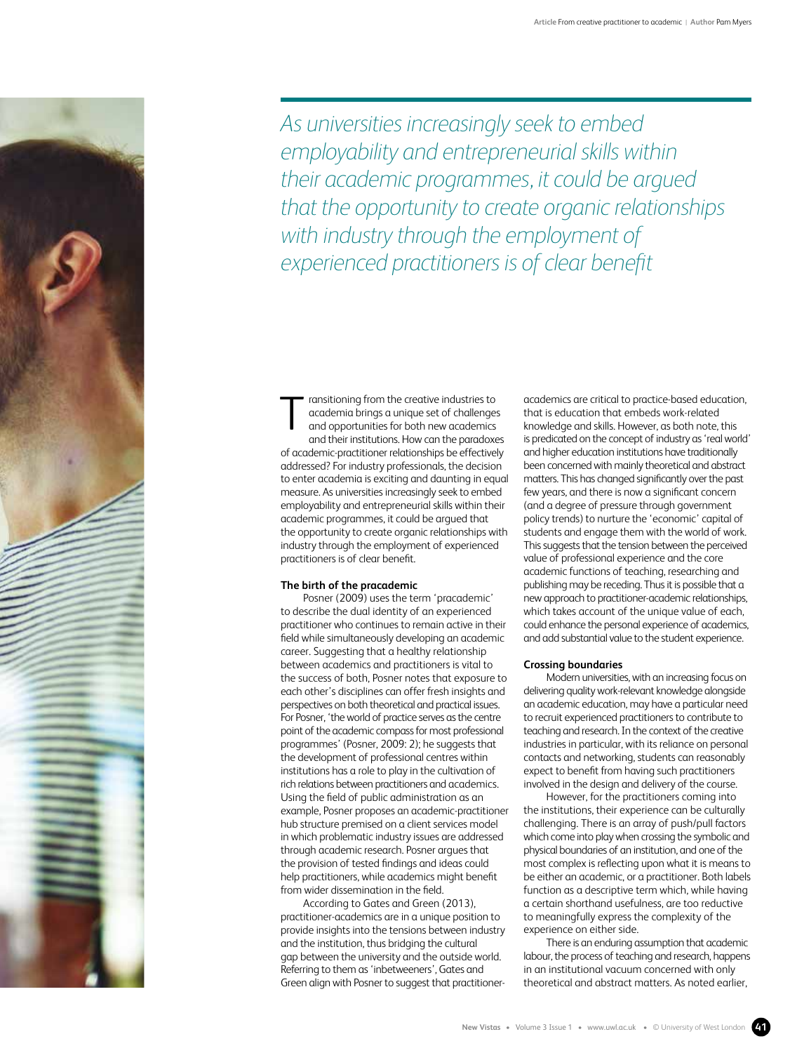*As universities increasingly seek to embed employability and entrepreneurial skills within their academic programmes, it could be argued that the opportunity to create organic relationships with industry through the employment of experienced practitioners is of clear benefit*

Transitioning from the creative industries to academia brings a unique set of challenges and opportunities for both new academics and their institutions. How can the paradoxes of academic-practitioner relationships be effectively addressed? For industry professionals, the decision to enter academia is exciting and daunting in equal measure. As universities increasingly seek to embed employability and entrepreneurial skills within their academic programmes, it could be argued that the opportunity to create organic relationships with industry through the employment of experienced practitioners is of clear benefit.

**The birth of the pracademic**

Posner (2009) uses the term 'pracademic' to describe the dual identity of an experienced practitioner who continues to remain active in their field while simultaneously developing an academic career. Suggesting that a healthy relationship between academics and practitioners is vital to the success of both, Posner notes that exposure to each other's disciplines can offer fresh insights and perspectives on both theoretical and practical issues. For Posner, 'the world of practice serves as the centre point of the academic compass for most professional programmes' (Posner, 2009: 2); he suggests that the development of professional centres within institutions has a role to play in the cultivation of rich relations between practitioners and academics. Using the field of public administration as an example, Posner proposes an academic-practitioner hub structure premised on a client services model in which problematic industry issues are addressed through academic research. Posner argues that the provision of tested findings and ideas could help practitioners, while academics might benefit from wider dissemination in the field.

According to Gates and Green (2013), practitioner-academics are in a unique position to provide insights into the tensions between industry and the institution, thus bridging the cultural gap between the university and the outside world. Referring to them as 'inbetweeners', Gates and Green align with Posner to suggest that practitioner-academics are critical to practice-based education, that is education that embeds work-related knowledge and skills. However, as both note, this is predicated on the concept of industry as 'real world' and higher education institutions have traditionally been concerned with mainly theoretical and abstract matters. This has changed significantly over the past few years, and there is now a significant concern (and a degree of pressure through government policy trends) to nurture the 'economic' capital of students and engage them with the world of work. This suggests that the tension between the perceived value of professional experience and the core academic functions of teaching, researching and publishing may be receding. Thus it is possible that a new approach to practitioner-academic relationships, which takes account of the unique value of each, could enhance the personal experience of academics, and add substantial value to the student experience.

**Crossing boundaries**

Modern universities, with an increasing focus on delivering quality work-relevant knowledge alongside an academic education, may have a particular need to recruit experienced practitioners to contribute to teaching and research. In the context of the creative industries in particular, with its reliance on personal contacts and networking, students can reasonably expect to benefit from having such practitioners involved in the design and delivery of the course.

However, for the practitioners coming into the institutions, their experience can be culturally challenging. There is an array of push/pull factors which come into play when crossing the symbolic and physical boundaries of an institution, and one of the most complex is reflecting upon what it is means to be either an academic, or a practitioner. Both labels function as a descriptive term which, while having a certain shorthand usefulness, are too reductive to meaningfully express the complexity of the experience on either side.

There is an enduring assumption that academic labour, the process of teaching and research, happens in an institutional vacuum concerned with only theoretical and abstract matters. As noted earlier,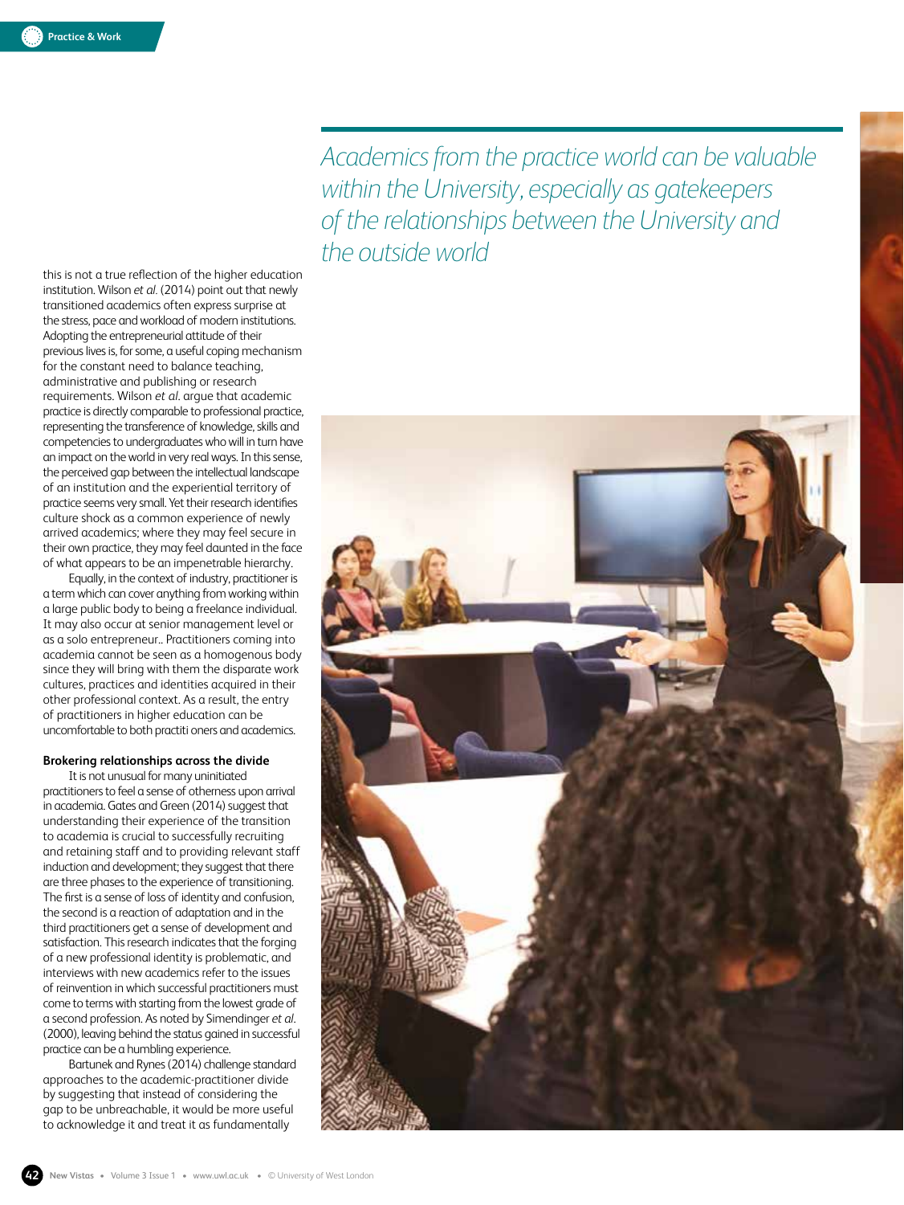> *Academics from the practice world can be valuable within the University, especially as gatekeepers of the relationships between the University and the outside world*

this is not a true reflection of the higher education institution. Wilson *et al.* (2014) point out that newly transitioned academics often express surprise at the stress, pace and workload of modern institutions. Adopting the entrepreneurial attitude of their previous lives is, for some, a useful coping mechanism for the constant need to balance teaching, administrative and publishing or research requirements. Wilson *et al.* argue that academic practice is directly comparable to professional practice, representing the transference of knowledge, skills and competencies to undergraduates who will in turn have an impact on the world in very real ways. In this sense, the perceived gap between the intellectual landscape of an institution and the experiential territory of practice seems very small. Yet their research identifies culture shock as a common experience of newly arrived academics; where they may feel secure in their own practice, they may feel daunted in the face of what appears to be an impenetrable hierarchy.

Equally, in the context of industry, practitioner is a term which can cover anything from working within a large public body to being a freelance individual. It may also occur at senior management level or as a solo entrepreneur.. Practitioners coming into academia cannot be seen as a homogenous body since they will bring with them the disparate work cultures, practices and identities acquired in their other professional context. As a result, the entry of practitioners in higher education can be uncomfortable to both practiti oners and academics.

**Brokering relationships across the divide**

It is not unusual for many uninitiated practitioners to feel a sense of otherness upon arrival in academia. Gates and Green (2014) suggest that understanding their experience of the transition to academia is crucial to successfully recruiting and retaining staff and to providing relevant staff induction and development; they suggest that there are three phases to the experience of transitioning. The first is a sense of loss of identity and confusion, the second is a reaction of adaptation and in the third practitioners get a sense of development and satisfaction. This research indicates that the forging of a new professional identity is problematic, and interviews with new academics refer to the issues of reinvention in which successful practitioners must come to terms with starting from the lowest grade of a second profession. As noted by Simendinger *et al.* (2000), leaving behind the status gained in successful practice can be a humbling experience.

Bartunek and Rynes (2014) challenge standard approaches to the academic-practitioner divide by suggesting that instead of considering the gap to be unbreachable, it would be more useful to acknowledge it and treat it as fundamentally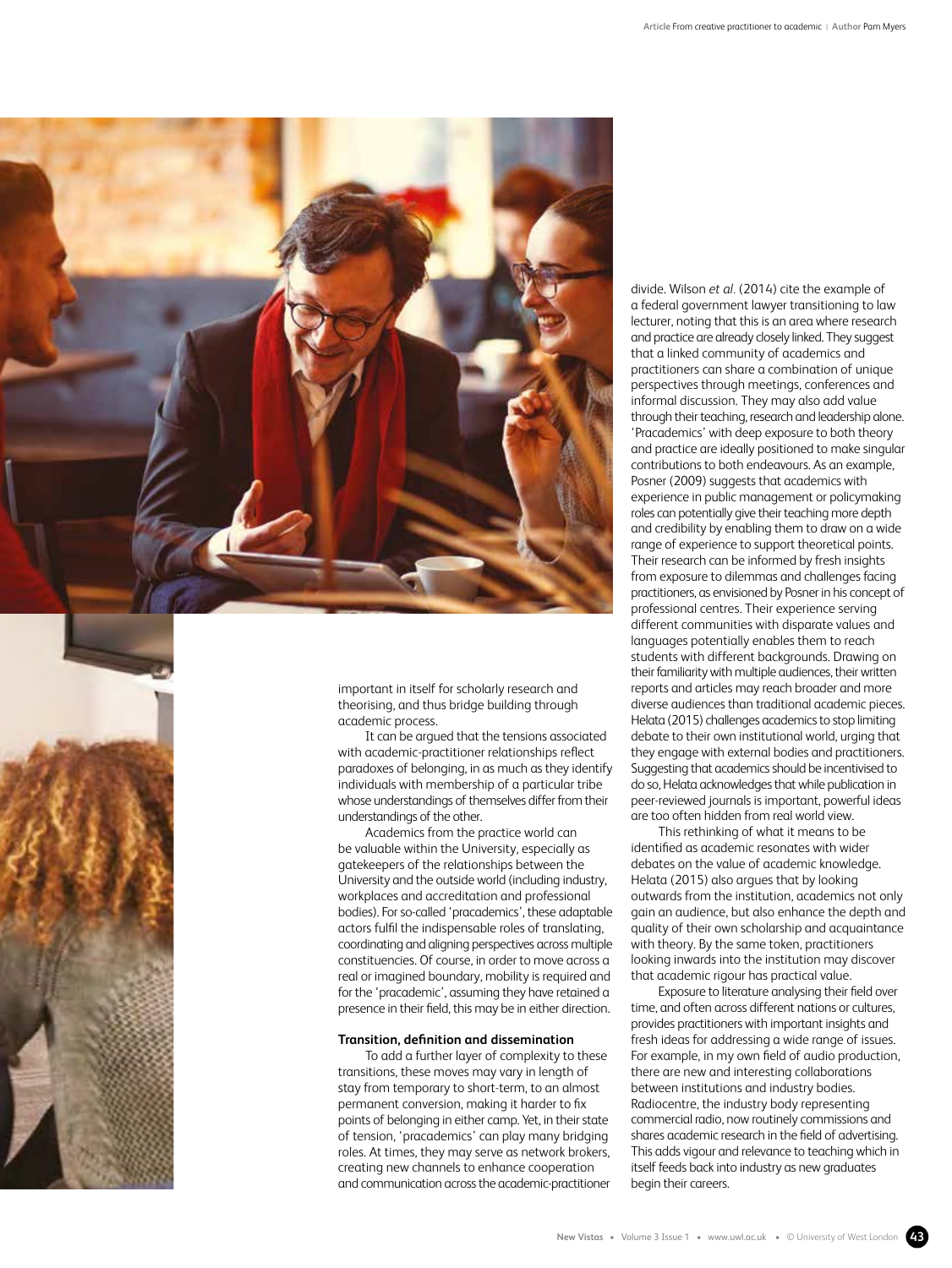important in itself for scholarly research and theorising, and thus bridge building through academic process.

It can be argued that the tensions associated with academic-practitioner relationships reflect paradoxes of belonging, in as much as they identify individuals with membership of a particular tribe whose understandings of themselves differ from their understandings of the other.

Academics from the practice world can be valuable within the University, especially as gatekeepers of the relationships between the University and the outside world (including industry, workplaces and accreditation and professional bodies). For so-called 'pracademics', these adaptable actors fulfil the indispensable roles of translating, coordinating and aligning perspectives across multiple constituencies. Of course, in order to move across a real or imagined boundary, mobility is required and for the 'pracademic', assuming they have retained a presence in their field, this may be in either direction.

**Transition, definition and dissemination**

To add a further layer of complexity to these transitions, these moves may vary in length of stay from temporary to short-term, to an almost permanent conversion, making it harder to fix points of belonging in either camp. Yet, in their state of tension, 'pracademics' can play many bridging roles. At times, they may serve as network brokers, creating new channels to enhance cooperation and communication across the academic-practitioner divide. Wilson *et al*. (2014) cite the example of a federal government lawyer transitioning to law lecturer, noting that this is an area where research and practice are already closely linked. They suggest that a linked community of academics and practitioners can share a combination of unique perspectives through meetings, conferences and informal discussion. They may also add value through their teaching, research and leadership alone. 'Pracademics' with deep exposure to both theory and practice are ideally positioned to make singular contributions to both endeavours. As an example, Posner (2009) suggests that academics with experience in public management or policymaking roles can potentially give their teaching more depth and credibility by enabling them to draw on a wide range of experience to support theoretical points. Their research can be informed by fresh insights from exposure to dilemmas and challenges facing practitioners, as envisioned by Posner in his concept of professional centres. Their experience serving different communities with disparate values and languages potentially enables them to reach students with different backgrounds. Drawing on their familiarity with multiple audiences, their written reports and articles may reach broader and more diverse audiences than traditional academic pieces. Helata (2015) challenges academics to stop limiting debate to their own institutional world, urging that they engage with external bodies and practitioners. Suggesting that academics should be incentivised to do so, Helata acknowledges that while publication in peer-reviewed journals is important, powerful ideas are too often hidden from real world view.

This rethinking of what it means to be identified as academic resonates with wider debates on the value of academic knowledge. Helata (2015) also argues that by looking outwards from the institution, academics not only gain an audience, but also enhance the depth and quality of their own scholarship and acquaintance with theory. By the same token, practitioners looking inwards into the institution may discover that academic rigour has practical value.

Exposure to literature analysing their field over time, and often across different nations or cultures, provides practitioners with important insights and fresh ideas for addressing a wide range of issues. For example, in my own field of audio production, there are new and interesting collaborations between institutions and industry bodies. Radiocentre, the industry body representing commercial radio, now routinely commissions and shares academic research in the field of advertising. This adds vigour and relevance to teaching which in itself feeds back into industry as new graduates begin their careers.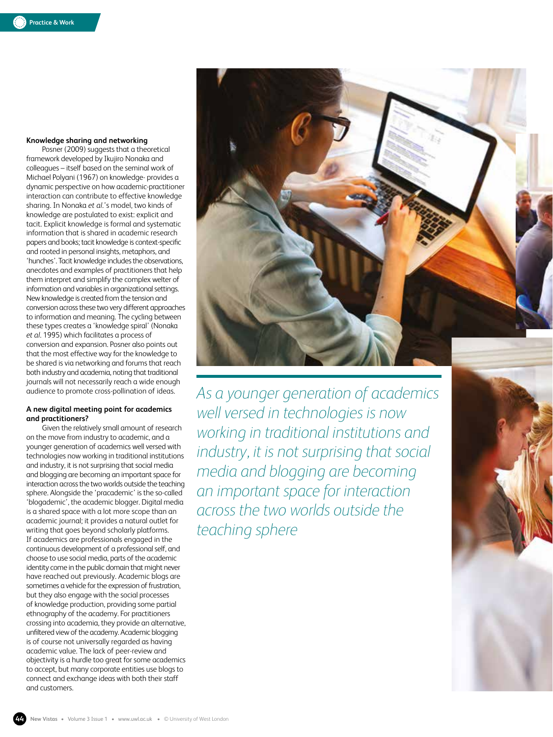### Knowledge sharing and networking

Posner (2009) suggests that a theoretical framework developed by Ikujiro Nonaka and colleagues – itself based on the seminal work of Michael Polyani (1967) on knowledge- provides a dynamic perspective on how academic-practitioner interaction can contribute to effective knowledge sharing. In Nonaka *et al.*'s model, two kinds of knowledge are postulated to exist: explicit and tacit. Explicit knowledge is formal and systematic information that is shared in academic research papers and books; tacit knowledge is context-specific and rooted in personal insights, metaphors, and 'hunches'. Tacit knowledge includes the observations, anecdotes and examples of practitioners that help them interpret and simplify the complex welter of information and variables in organizational settings. New knowledge is created from the tension and conversion across these two very different approaches to information and meaning. The cycling between these types creates a 'knowledge spiral' (Nonaka *et al.* 1995) which facilitates a process of conversion and expansion. Posner also points out that the most effective way for the knowledge to be shared is via networking and forums that reach both industry and academia, noting that traditional journals will not necessarily reach a wide enough audience to promote cross-pollination of ideas.

### A new digital meeting point for academics and practitioners?

Given the relatively small amount of research on the move from industry to academic, and a younger generation of academics well versed with technologies now working in traditional institutions and industry, it is not surprising that social media and blogging are becoming an important space for interaction across the two worlds outside the teaching sphere. Alongside the 'pracademic' is the so-called 'blogademic', the academic blogger. Digital media is a shared space with a lot more scope than an academic journal; it provides a natural outlet for writing that goes beyond scholarly platforms. If academics are professionals engaged in the continuous development of a professional self, and choose to use social media, parts of the academic identity come in the public domain that might never have reached out previously. Academic blogs are sometimes a vehicle for the expression of frustration, but they also engage with the social processes of knowledge production, providing some partial ethnography of the academy. For practitioners crossing into academia, they provide an alternative, unfiltered view of the academy. Academic blogging is of course not universally regarded as having academic value. The lack of peer-review and objectivity is a hurdle too great for some academics to accept, but many corporate entities use blogs to connect and exchange ideas with both their staff and customers.

*As a younger generation of academics well versed in technologies is now working in traditional institutions and industry, it is not surprising that social media and blogging are becoming an important space for interaction across the two worlds outside the teaching sphere*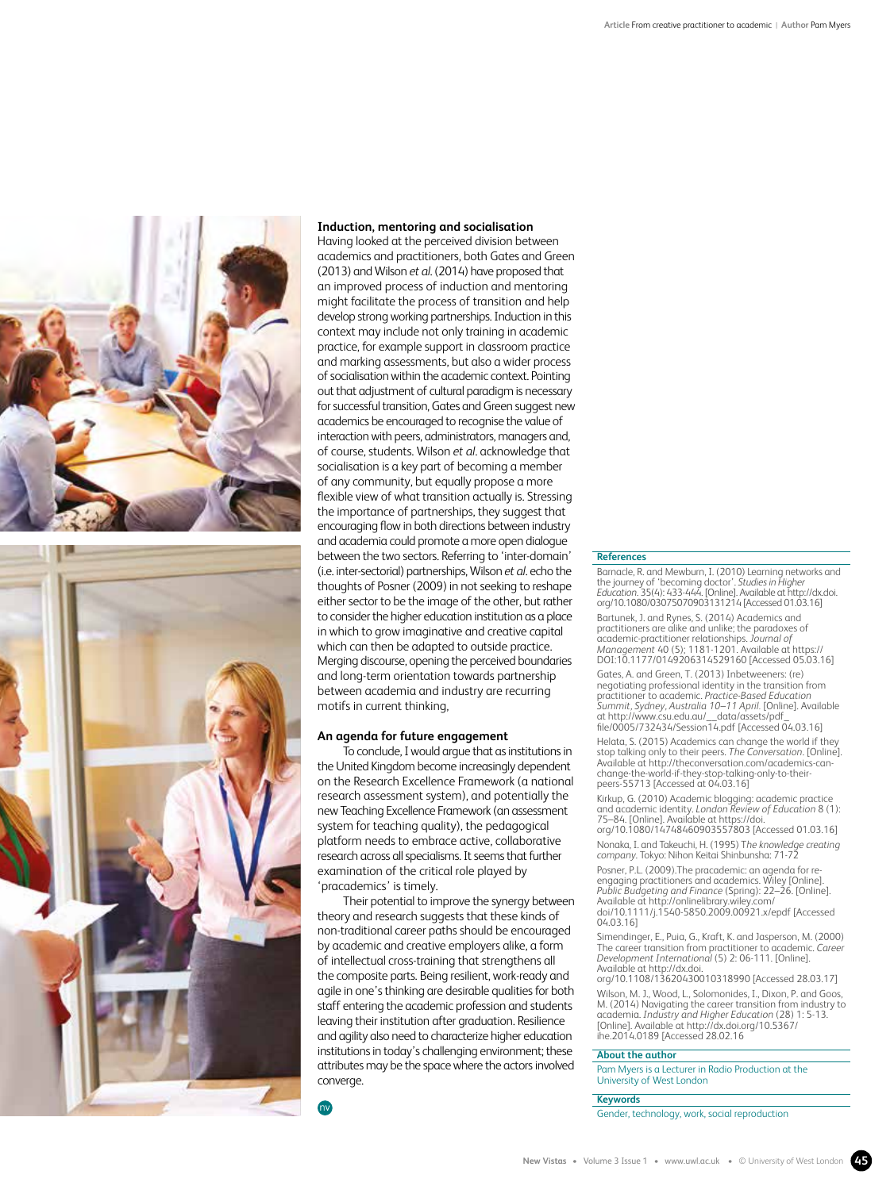## Induction, mentoring and socialisation

Having looked at the perceived division between academics and practitioners, both Gates and Green (2013) and Wilson *et al.* (2014) have proposed that an improved process of induction and mentoring might facilitate the process of transition and help develop strong working partnerships. Induction in this context may include not only training in academic practice, for example support in classroom practice and marking assessments, but also a wider process of socialisation within the academic context. Pointing out that adjustment of cultural paradigm is necessary for successful transition, Gates and Green suggest new academics be encouraged to recognise the value of interaction with peers, administrators, managers and, of course, students. Wilson *et al.* acknowledge that socialisation is a key part of becoming a member of any community, but equally propose a more flexible view of what transition actually is. Stressing the importance of partnerships, they suggest that encouraging flow in both directions between industry and academia could promote a more open dialogue between the two sectors. Referring to 'inter-domain' (i.e. inter-sectorial) partnerships, Wilson *et al.* echo the thoughts of Posner (2009) in not seeking to reshape either sector to be the image of the other, but rather to consider the higher education institution as a place in which to grow imaginative and creative capital which can then be adapted to outside practice. Merging discourse, opening the perceived boundaries and long-term orientation towards partnership between academia and industry are recurring motifs in current thinking,

## An agenda for future engagement

To conclude, I would argue that as institutions in the United Kingdom become increasingly dependent on the Research Excellence Framework (a national research assessment system), and potentially the new Teaching Excellence Framework (an assessment system for teaching quality), the pedagogical platform needs to embrace active, collaborative research across all specialisms. It seems that further examination of the critical role played by 'pracademics' is timely.

Their potential to improve the synergy between theory and research suggests that these kinds of non-traditional career paths should be encouraged by academic and creative employers alike, a form of intellectual cross-training that strengthens all the composite parts. Being resilient, work-ready and agile in one's thinking are desirable qualities for both staff entering the academic profession and students leaving their institution after graduation. Resilience and agility also need to characterize higher education institutions in today's challenging environment; these attributes may be the space where the actors involved converge.

### References

Barnacle, R. and Mewburn, I. (2010) Learning networks and the journey of 'becoming doctor'. *Studies in Higher Education*. 35(4): 433-444. [Online]. Available at http://dx.doi.org/10.1080/03075070903131214 [Accessed 01.03.16]

Bartunek, J. and Rynes, S. (2014) Academics and practitioners are alike and unlike; the paradoxes of academic-practitioner relationships. *Journal of Management* 40 (5); 1181-1201. Available at https://DOI:10.1177/0149206314529160 [Accessed 05.03.16]

Gates, A. and Green, T. (2013) Inbetweeners: (re) negotiating professional identity in the transition from practitioner to academic. *Practice-Based Education Summit, Sydney, Australia 10–11 April*. [Online]. Available at http://www.csu.edu.au/__data/assets/pdf_file/0005/732434/Session14.pdf [Accessed 04.03.16]

Helata, S. (2015) Academics can change the world if they stop talking only to their peers. *The Conversation*. [Online]. Available at http://theconversation.com/academics-can-change-the-world-if-they-stop-talking-only-to-their-peers-55713 [Accessed at 04.03.16]

Kirkup, G. (2010) Academic blogging: academic practice and academic identity. *London Review of Education* 8 (1): 75–84. [Online]. Available at https://doi.org/10.1080/14748460903557803 [Accessed 01.03.16]

Nonaka, I. and Takeuchi, H. (1995) T*he knowledge creating company*. Tokyo: Nihon Keitai Shinbunsha: 71-72

Posner, P.L. (2009).The pracademic: an agenda for re-engaging practitioners and academics. Wiley [Online]. *Public Budgeting and Finance* (Spring): 22–26. [Online]. Available at http://onlinelibrary.wiley.com/doi/10.1111/j.1540-5850.2009.00921.x/epdf [Accessed 04.03.16]

Simendinger, E., Puia, G., Kraft, K. and Jasperson, M. (2000) The career transition from practitioner to academic. *Career Development International* (5) 2: 06-111. [Online]. Available at http://dx.doi.org/10.1108/13620430010318990 [Accessed 28.03.17]

Wilson, M. J., Wood, L., Solomonides, I., Dixon, P. and Goos, M. (2014) Navigating the career transition from industry to academia. *Industry and Higher Education* (28) 1: 5-13. [Online]. Available at http://dx.doi.org/10.5367/ihe.2014.0189 [Accessed 28.02.16]

### About the author

Pam Myers is a Lecturer in Radio Production at the University of West London

### Keywords

Gender, technology, work, social reproduction